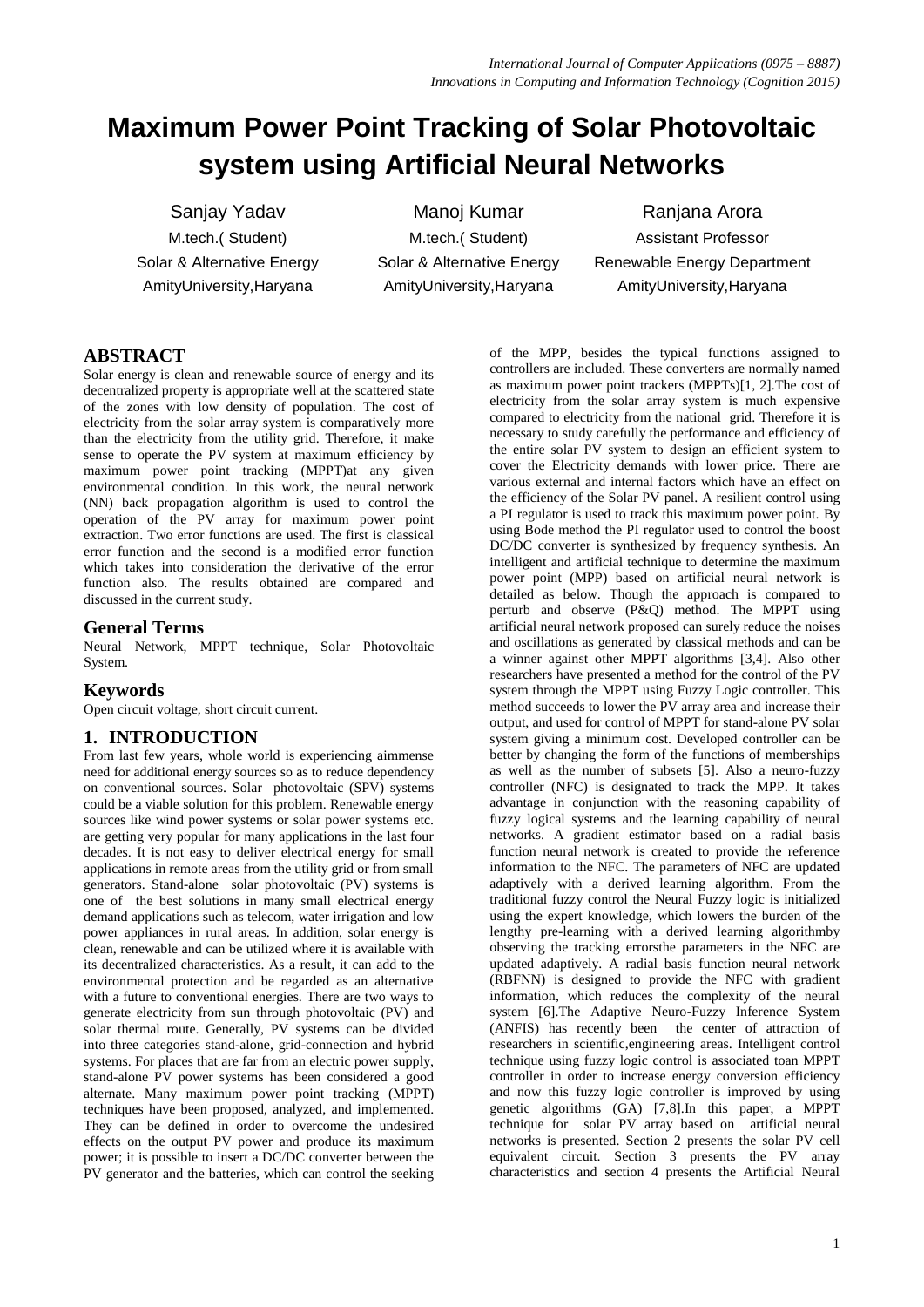# Maximum Power Point Tracking of Solar Photovoltaic system using Artificial Neural Networks

Sanjay Yadav
M.tech.( Student)
Solar & Alternative Energy
AmityUniversity,Haryana

Manoj Kumar
M.tech.( Student)
Solar & Alternative Energy
AmityUniversity,Haryana

Ranjana Arora
Assistant Professor
Renewable Energy Department
AmityUniversity,Haryana

## ABSTRACT

Solar energy is clean and renewable source of energy and its decentralized property is appropriate well at the scattered state of the zones with low density of population. The cost of electricity from the solar array system is comparatively more than the electricity from the utility grid. Therefore, it make sense to operate the PV system at maximum efficiency by maximum power point tracking (MPPT)at any given environmental condition. In this work, the neural network (NN) back propagation algorithm is used to control the operation of the PV array for maximum power point extraction. Two error functions are used. The first is classical error function and the second is a modified error function which takes into consideration the derivative of the error function also. The results obtained are compared and discussed in the current study.

## General Terms

Neural Network, MPPT technique, Solar Photovoltaic System.

## Keywords

Open circuit voltage, short circuit current.

## 1. INTRODUCTION

From last few years, whole world is experiencing aimmense need for additional energy sources so as to reduce dependency on conventional sources. Solar photovoltaic (SPV) systems could be a viable solution for this problem. Renewable energy sources like wind power systems or solar power systems etc. are getting very popular for many applications in the last four decades. It is not easy to deliver electrical energy for small applications in remote areas from the utility grid or from small generators. Stand-alone solar photovoltaic (PV) systems is one of the best solutions in many small electrical energy demand applications such as telecom, water irrigation and low power appliances in rural areas. In addition, solar energy is clean, renewable and can be utilized where it is available with its decentralized characteristics. As a result, it can add to the environmental protection and be regarded as an alternative with a future to conventional energies. There are two ways to generate electricity from sun through photovoltaic (PV) and solar thermal route. Generally, PV systems can be divided into three categories stand-alone, grid-connection and hybrid systems. For places that are far from an electric power supply, stand-alone PV power systems has been considered a good alternate. Many maximum power point tracking (MPPT) techniques have been proposed, analyzed, and implemented. They can be defined in order to overcome the undesired effects on the output PV power and produce its maximum power; it is possible to insert a DC/DC converter between the PV generator and the batteries, which can control the seeking of the MPP, besides the typical functions assigned to controllers are included. These converters are normally named as maximum power point trackers (MPPTs)[1, 2].The cost of electricity from the solar array system is much expensive compared to electricity from the national grid. Therefore it is necessary to study carefully the performance and efficiency of the entire solar PV system to design an efficient system to cover the Electricity demands with lower price. There are various external and internal factors which have an effect on the efficiency of the Solar PV panel. A resilient control using a PI regulator is used to track this maximum power point. By using Bode method the PI regulator used to control the boost DC/DC converter is synthesized by frequency synthesis. An intelligent and artificial technique to determine the maximum power point (MPP) based on artificial neural network is detailed as below. Though the approach is compared to perturb and observe (P&Q) method. The MPPT using artificial neural network proposed can surely reduce the noises and oscillations as generated by classical methods and can be a winner against other MPPT algorithms [3,4]. Also other researchers have presented a method for the control of the PV system through the MPPT using Fuzzy Logic controller. This method succeeds to lower the PV array area and increase their output, and used for control of MPPT for stand-alone PV solar system giving a minimum cost. Developed controller can be better by changing the form of the functions of memberships as well as the number of subsets [5]. Also a neuro-fuzzy controller (NFC) is designated to track the MPP. It takes advantage in conjunction with the reasoning capability of fuzzy logical systems and the learning capability of neural networks. A gradient estimator based on a radial basis function neural network is created to provide the reference information to the NFC. The parameters of NFC are updated adaptively with a derived learning algorithm. From the traditional fuzzy control the Neural Fuzzy logic is initialized using the expert knowledge, which lowers the burden of the lengthy pre-learning with a derived learning algorithmby observing the tracking errorsthe parameters in the NFC are updated adaptively. A radial basis function neural network (RBFNN) is designed to provide the NFC with gradient information, which reduces the complexity of the neural system [6].The Adaptive Neuro-Fuzzy Inference System (ANFIS) has recently been the center of attraction of researchers in scientific,engineering areas. Intelligent control technique using fuzzy logic control is associated toan MPPT controller in order to increase energy conversion efficiency and now this fuzzy logic controller is improved by using genetic algorithms (GA) [7,8].In this paper, a MPPT technique for solar PV array based on artificial neural networks is presented. Section 2 presents the solar PV cell equivalent circuit. Section 3 presents the PV array characteristics and section 4 presents the Artificial Neural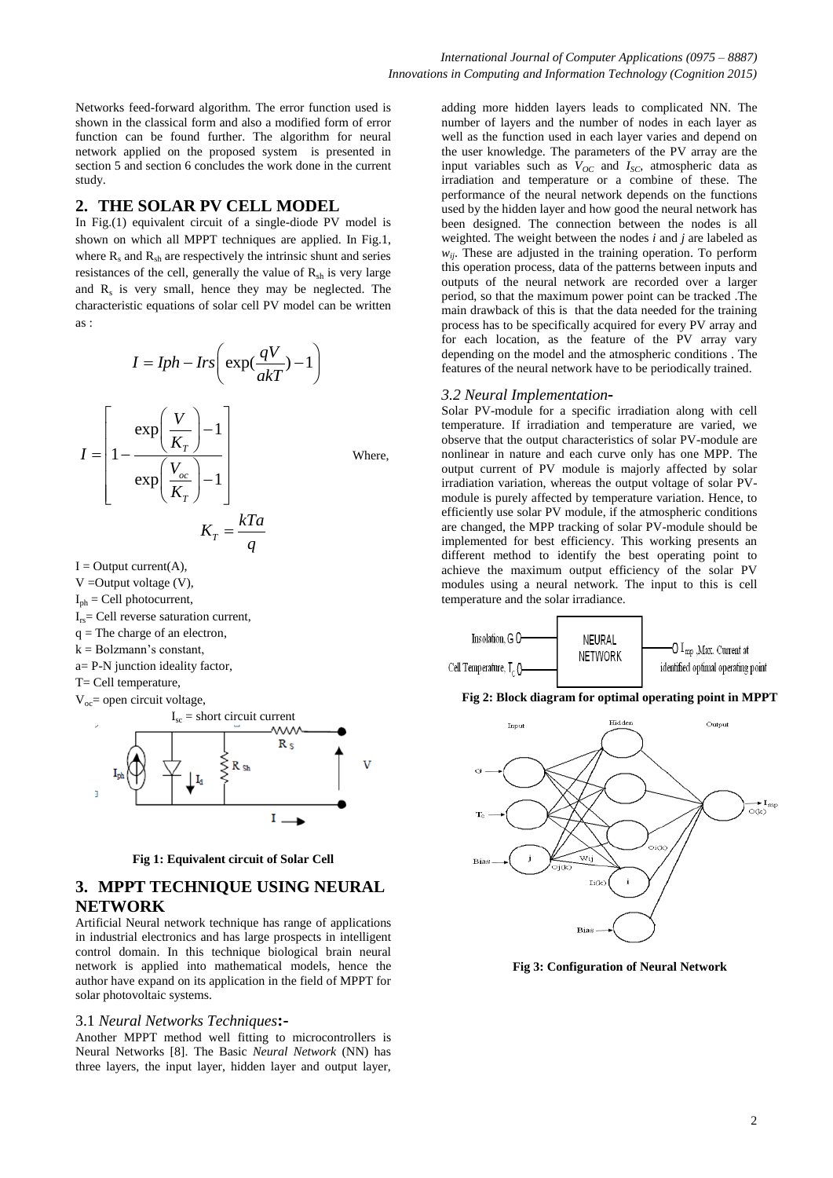Networks feed-forward algorithm. The error function used is shown in the classical form and also a modified form of error function can be found further. The algorithm for neural network applied on the proposed system is presented in section 5 and section 6 concludes the work done in the current study.

## 2. THE SOLAR PV CELL MODEL

In Fig.(1) equivalent circuit of a single-diode PV model is shown on which all MPPT techniques are applied. In Fig.1, where $R_s$ and $R_{sh}$ are respectively the intrinsic shunt and series resistances of the cell, generally the value of $R_{sh}$ is very large and $R_s$ is very small, hence they may be neglected. The characteristic equations of solar cell PV model can be written as :

$$I = Iph - Irs\left(\exp(\frac{qV}{akT}) - 1\right)$$

$$I = \left[1 - \frac{\exp\left(\frac{V}{K_T}\right) - 1}{\exp\left(\frac{V_{oc}}{K_T}\right) - 1}\right]$$

Where,

$$K_T = \frac{kTa}{q}$$

I = Output current(A),
V =Output voltage (V),
$I_{ph}$ = Cell photocurrent,
$I_{rs}$= Cell reverse saturation current,
q = The charge of an electron,
k = Bolzmann's constant,
a= P-N junction ideality factor,
T= Cell temperature,
$V_{oc}$= open circuit voltage,
$I_{sc}$ = short circuit current

**Fig 1: Equivalent circuit of Solar Cell**

## 3. MPPT TECHNIQUE USING NEURAL NETWORK

Artificial Neural network technique has range of applications in industrial electronics and has large prospects in intelligent control domain. In this technique biological brain neural network is applied into mathematical models, hence the author have expand on its application in the field of MPPT for solar photovoltaic systems.

### 3.1 *Neural Networks Techniques*:-

Another MPPT method well fitting to microcontrollers is Neural Networks [8]. The Basic *Neural Network* (NN) has three layers, the input layer, hidden layer and output layer, adding more hidden layers leads to complicated NN. The number of layers and the number of nodes in each layer as well as the function used in each layer varies and depend on the user knowledge. The parameters of the PV array are the input variables such as $V_{OC}$ and $I_{SC}$, atmospheric data as irradiation and temperature or a combine of these. The performance of the neural network depends on the functions used by the hidden layer and how good the neural network has been designed. The connection between the nodes is all weighted. The weight between the nodes *i* and *j* are labeled as $w_{ij}$. These are adjusted in the training operation. To perform this operation process, data of the patterns between inputs and outputs of the neural network are recorded over a larger period, so that the maximum power point can be tracked .The main drawback of this is that the data needed for the training process has to be specifically acquired for every PV array and for each location, as the feature of the PV array vary depending on the model and the atmospheric conditions . The features of the neural network have to be periodically trained.

### *3.2 Neural Implementation-*

Solar PV-module for a specific irradiation along with cell temperature. If irradiation and temperature are varied, we observe that the output characteristics of solar PV-module are nonlinear in nature and each curve only has one MPP. The output current of PV module is majorly affected by solar irradiation variation, whereas the output voltage of solar PV-module is purely affected by temperature variation. Hence, to efficiently use solar PV module, if the atmospheric conditions are changed, the MPP tracking of solar PV-module should be implemented for best efficiency. This working presents an different method to identify the best operating point to achieve the maximum output efficiency of the solar PV modules using a neural network. The input to this is cell temperature and the solar irradiance.

**Fig 2: Block diagram for optimal operating point in MPPT**

**Fig 3: Configuration of Neural Network**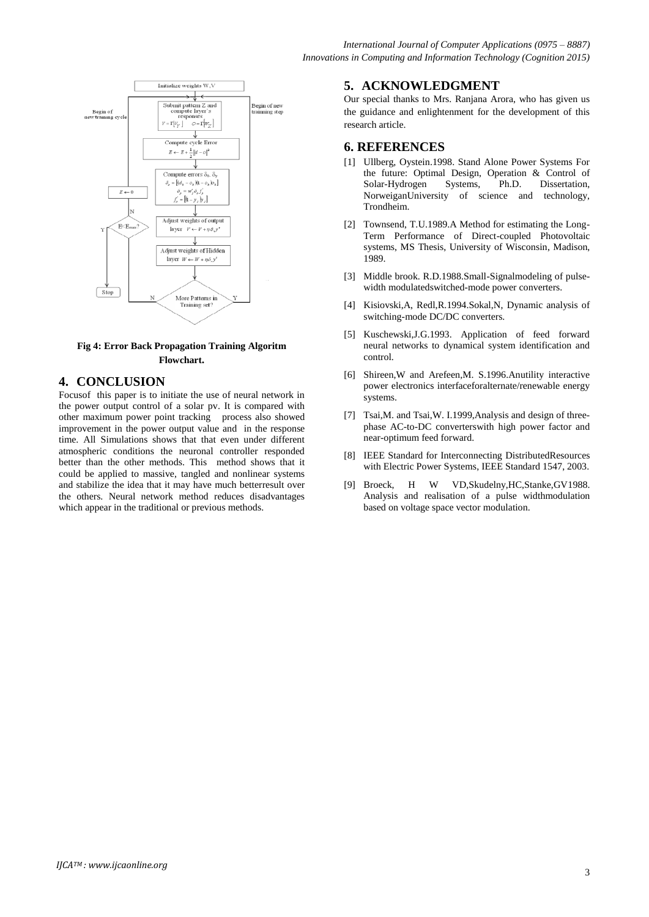Initialize weights W,V

Submit pattern Z and compute layer's responses $Y = \Gamma[VZ]$ $O = \Gamma[WY]$

Begin of new training cycle

Begin of new training step

Compute cycle Error $E \leftarrow E + \frac{1}{2}\|d - o\|^2$

Compute errors $\delta_o$, $\delta_y$ $\delta_o = [(d_k - o_k)(1 - o_k)o_k]$ $\delta_y = w_j^t \delta_o f_y$ $f_y = [(1 - y_j)y_j]$

$E \leftarrow 0$

N

Y

$E < E_{max}$?

Adjust weights of output layer $V \leftarrow V + \eta \delta_o y^t$

Adjust weights of Hidden layer $W \leftarrow W + \eta \delta_y y^t$

Stop

N

More Patterns in Training set?

Y

**Fig 4: Error Back Propagation Training Algoritm Flowchart.**

## 4. CONCLUSION

Focusof this paper is to initiate the use of neural network in the power output control of a solar pv. It is compared with other maximum power point tracking process also showed improvement in the power output value and in the response time. All Simulations shows that that even under different atmospheric conditions the neuronal controller responded better than the other methods. This method shows that it could be applied to massive, tangled and nonlinear systems and stabilize the idea that it may have much betterresult over the others. Neural network method reduces disadvantages which appear in the traditional or previous methods.

## 5. ACKNOWLEDGMENT

Our special thanks to Mrs. Ranjana Arora, who has given us the guidance and enlightenment for the development of this research article.

## 6. REFERENCES

[1] Ullberg, Oystein.1998. Stand Alone Power Systems For the future: Optimal Design, Operation & Control of Solar-Hydrogen Systems, Ph.D. Dissertation, NorweiganUniversity of science and technology, Trondheim.

[2] Townsend, T.U.1989.A Method for estimating the Long-Term Performance of Direct-coupled Photovoltaic systems, MS Thesis, University of Wisconsin, Madison, 1989.

[3] Middle brook. R.D.1988.Small-Signalmodeling of pulse-width modulatedswitched-mode power converters.

[4] Kisiovski,A, Redl,R.1994.Sokal,N, Dynamic analysis of switching-mode DC/DC converters.

[5] Kuschewski,J.G.1993. Application of feed forward neural networks to dynamical system identification and control.

[6] Shireen,W and Arefeen,M. S.1996.Anutility interactive power electronics interfaceforalternate/renewable energy systems.

[7] Tsai,M. and Tsai,W. I.1999,Analysis and design of three-phase AC-to-DC converterswith high power factor and near-optimum feed forward.

[8] IEEE Standard for Interconnecting DistributedResources with Electric Power Systems, IEEE Standard 1547, 2003.

[9] Broeck, H W VD,Skudelny,HC,Stanke,GV1988. Analysis and realisation of a pulse widthmodulation based on voltage space vector modulation.